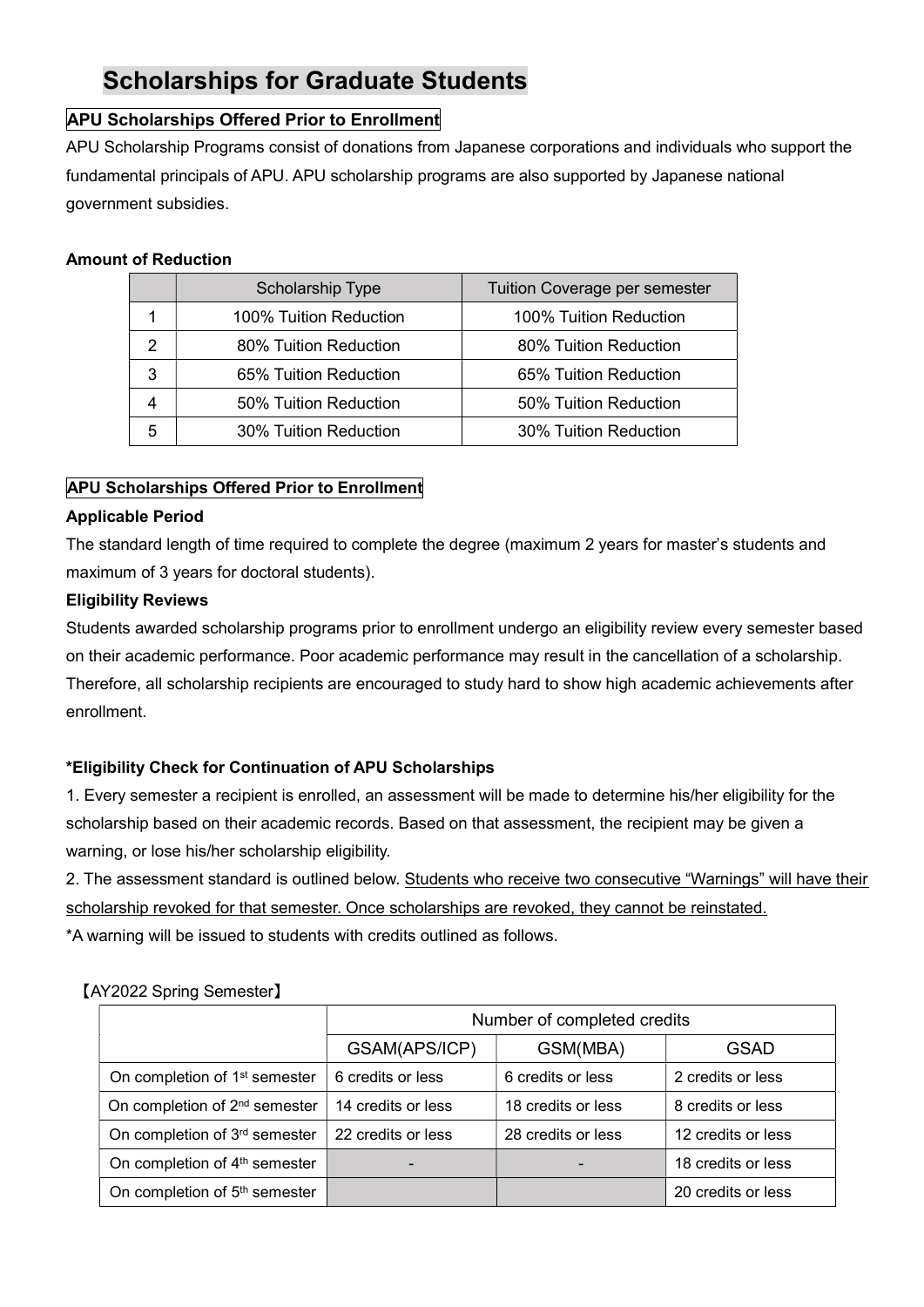# Scholarships for Graduate Students

**APU Scholarships Offered Prior to Enrollment**

APU Scholarship Programs consist of donations from Japanese corporations and individuals who support the fundamental principals of APU. APU scholarship programs are also supported by Japanese national government subsidies.

**Amount of Reduction**

| | Scholarship Type | Tuition Coverage per semester |
|---|---|---|
| 1 | 100% Tuition Reduction | 100% Tuition Reduction |
| 2 | 80% Tuition Reduction | 80% Tuition Reduction |
| 3 | 65% Tuition Reduction | 65% Tuition Reduction |
| 4 | 50% Tuition Reduction | 50% Tuition Reduction |
| 5 | 30% Tuition Reduction | 30% Tuition Reduction |

**APU Scholarships Offered Prior to Enrollment**

**Applicable Period**

The standard length of time required to complete the degree (maximum 2 years for master's students and maximum of 3 years for doctoral students).

**Eligibility Reviews**

Students awarded scholarship programs prior to enrollment undergo an eligibility review every semester based on their academic performance. Poor academic performance may result in the cancellation of a scholarship. Therefore, all scholarship recipients are encouraged to study hard to show high academic achievements after enrollment.

**\*Eligibility Check for Continuation of APU Scholarships**

1. Every semester a recipient is enrolled, an assessment will be made to determine his/her eligibility for the scholarship based on their academic records. Based on that assessment, the recipient may be given a warning, or lose his/her scholarship eligibility.
2. The assessment standard is outlined below. Students who receive two consecutive "Warnings" will have their scholarship revoked for that semester. Once scholarships are revoked, they cannot be reinstated.

*A warning will be issued to students with credits outlined as follows.

【AY2022 Spring Semester】

| | Number of completed credits | | |
|---|---|---|---|
| | GSAM(APS/ICP) | GSM(MBA) | GSAD |
| On completion of 1st semester | 6 credits or less | 6 credits or less | 2 credits or less |
| On completion of 2nd semester | 14 credits or less | 18 credits or less | 8 credits or less |
| On completion of 3rd semester | 22 credits or less | 28 credits or less | 12 credits or less |
| On completion of 4th semester | - | - | 18 credits or less |
| On completion of 5th semester | | | 20 credits or less |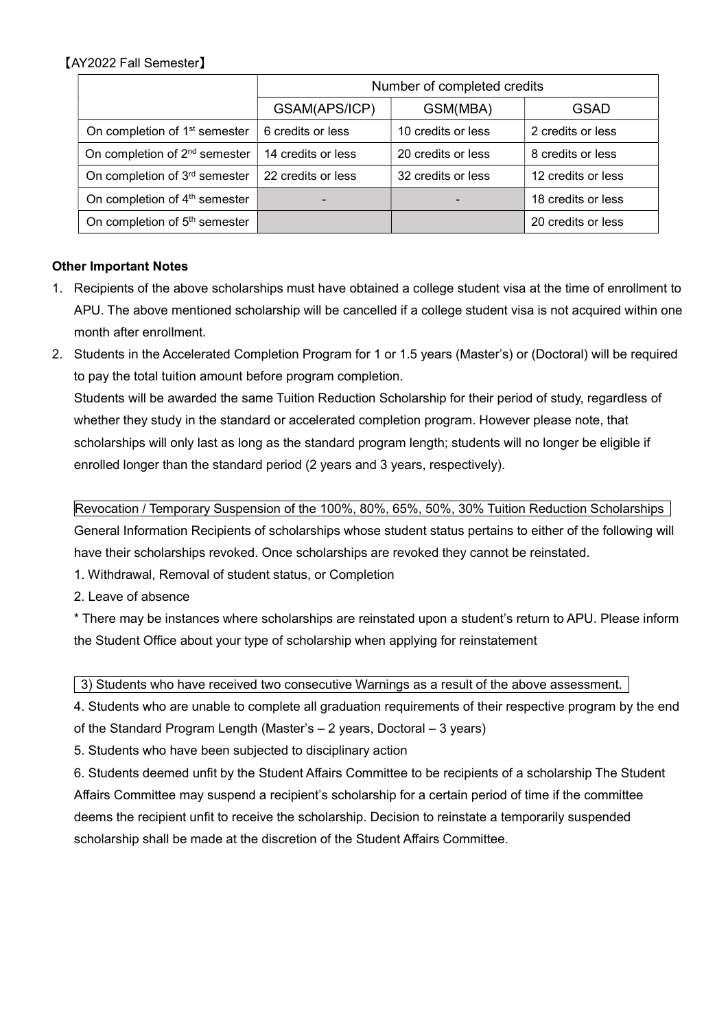【AY2022 Fall Semester】

| | Number of completed credits | | |
|---|---|---|---|
| | GSAM(APS/ICP) | GSM(MBA) | GSAD |
| On completion of 1st semester | 6 credits or less | 10 credits or less | 2 credits or less |
| On completion of 2nd semester | 14 credits or less | 20 credits or less | 8 credits or less |
| On completion of 3rd semester | 22 credits or less | 32 credits or less | 12 credits or less |
| On completion of 4th semester | - | - | 18 credits or less |
| On completion of 5th semester | | | 20 credits or less |

**Other Important Notes**

1. Recipients of the above scholarships must have obtained a college student visa at the time of enrollment to APU. The above mentioned scholarship will be cancelled if a college student visa is not acquired within one month after enrollment.
2. Students in the Accelerated Completion Program for 1 or 1.5 years (Master's) or (Doctoral) will be required to pay the total tuition amount before program completion.

   Students will be awarded the same Tuition Reduction Scholarship for their period of study, regardless of whether they study in the standard or accelerated completion program. However please note, that scholarships will only last as long as the standard program length; students will no longer be eligible if enrolled longer than the standard period (2 years and 3 years, respectively).

   Revocation / Temporary Suspension of the 100%, 80%, 65%, 50%, 30% Tuition Reduction Scholarships

   General Information Recipients of scholarships whose student status pertains to either of the following will have their scholarships revoked. Once scholarships are revoked they cannot be reinstated.

   1. Withdrawal, Removal of student status, or Completion
   2. Leave of absence

   * There may be instances where scholarships are reinstated upon a student's return to APU. Please inform the Student Office about your type of scholarship when applying for reinstatement

   3) Students who have received two consecutive Warnings as a result of the above assessment.

   4. Students who are unable to complete all graduation requirements of their respective program by the end of the Standard Program Length (Master's – 2 years, Doctoral – 3 years)

   5. Students who have been subjected to disciplinary action

   6. Students deemed unfit by the Student Affairs Committee to be recipients of a scholarship The Student Affairs Committee may suspend a recipient's scholarship for a certain period of time if the committee deems the recipient unfit to receive the scholarship. Decision to reinstate a temporarily suspended scholarship shall be made at the discretion of the Student Affairs Committee.